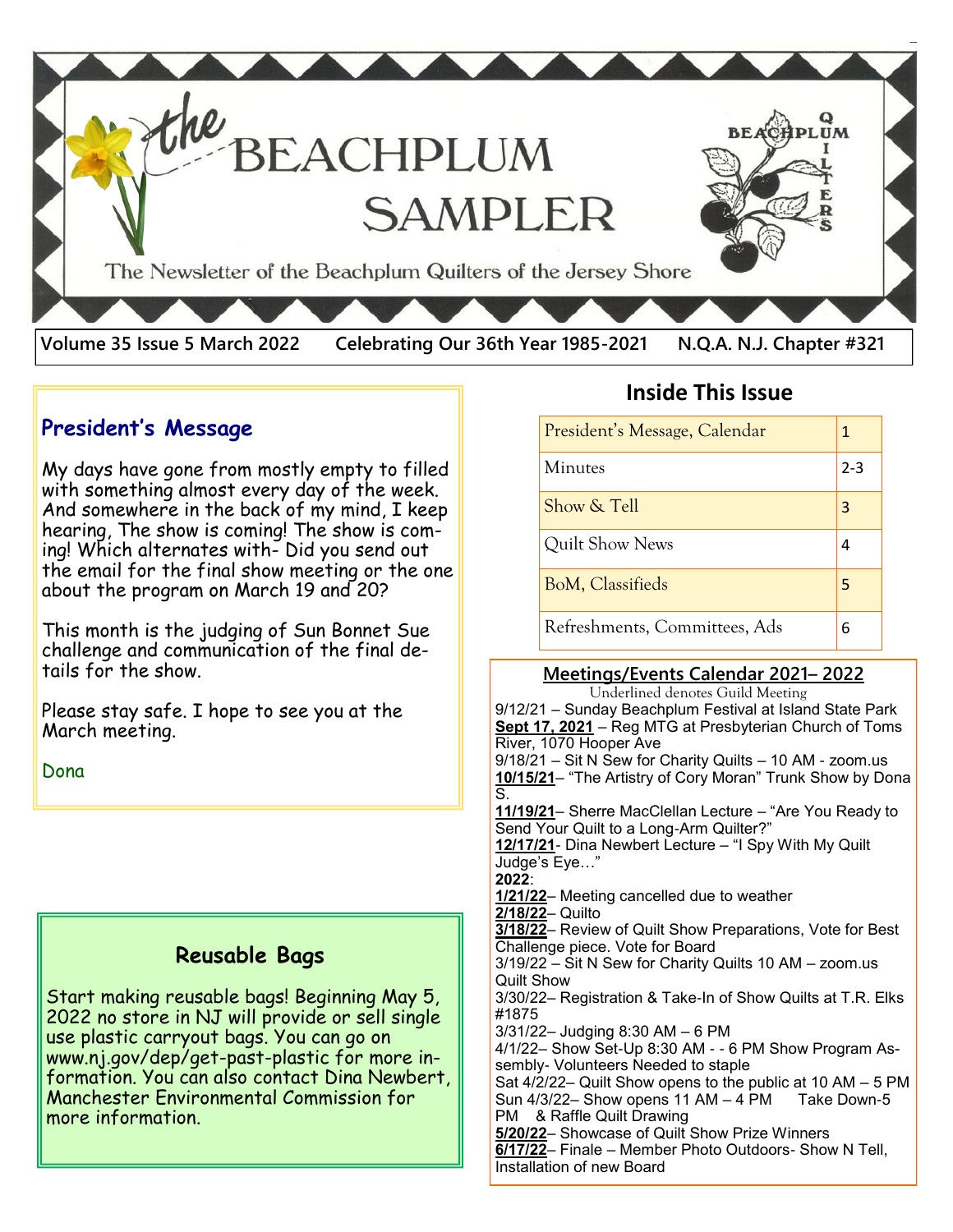# The BEACHPLUM SAMPLER

The Newsletter of the Beachplum Quilters of the Jersey Shore

**Volume 35 Issue 5 March 2022 — Celebrating Our 36th Year 1985-2021 — N.Q.A. N.J. Chapter #321**

## President's Message

My days have gone from mostly empty to filled with something almost every day of the week. And somewhere in the back of my mind, I keep hearing, The show is coming! The show is coming! Which alternates with- Did you send out the email for the final show meeting or the one about the program on March 19 and 20?

This month is the judging of Sun Bonnet Sue challenge and communication of the final details for the show.

Please stay safe. I hope to see you at the March meeting.

Dona

## Reusable Bags

Start making reusable bags! Beginning May 5, 2022 no store in NJ will provide or sell single use plastic carryout bags. You can go on www.nj.gov/dep/get-past-plastic for more information. You can also contact Dina Newbert, Manchester Environmental Commission for more information.

## Inside This Issue

| | |
|---|---|
| President's Message, Calendar | 1 |
| Minutes | 2-3 |
| Show & Tell | 3 |
| Quilt Show News | 4 |
| BoM, Classifieds | 5 |
| Refreshments, Committees, Ads | 6 |

## Meetings/Events Calendar 2021– 2022

Underlined denotes Guild Meeting

9/12/21 – Sunday Beachplum Festival at Island State Park

**Sept 17, 2021** – Reg MTG at Presbyterian Church of Toms River, 1070 Hooper Ave

9/18/21 – Sit N Sew for Charity Quilts – 10 AM - zoom.us

**10/15/21**– "The Artistry of Cory Moran" Trunk Show by Dona S.

**11/19/21**– Sherre MacClellan Lecture – "Are You Ready to Send Your Quilt to a Long-Arm Quilter?"

**12/17/21**- Dina Newbert Lecture – "I Spy With My Quilt Judge's Eye…"

**2022**:

**1/21/22**– Meeting cancelled due to weather

**2/18/22**– Quilto

**3/18/22**– Review of Quilt Show Preparations, Vote for Best Challenge piece. Vote for Board

3/19/22 – Sit N Sew for Charity Quilts 10 AM – zoom.us

Quilt Show

3/30/22– Registration & Take-In of Show Quilts at T.R. Elks #1875

3/31/22– Judging 8:30 AM – 6 PM

4/1/22– Show Set-Up 8:30 AM - - 6 PM Show Program Assembly- Volunteers Needed to staple

Sat 4/2/22– Quilt Show opens to the public at 10 AM – 5 PM

Sun 4/3/22– Show opens 11 AM – 4 PM Take Down-5 PM & Raffle Quilt Drawing

**5/20/22**– Showcase of Quilt Show Prize Winners

**6/17/22**– Finale – Member Photo Outdoors- Show N Tell, Installation of new Board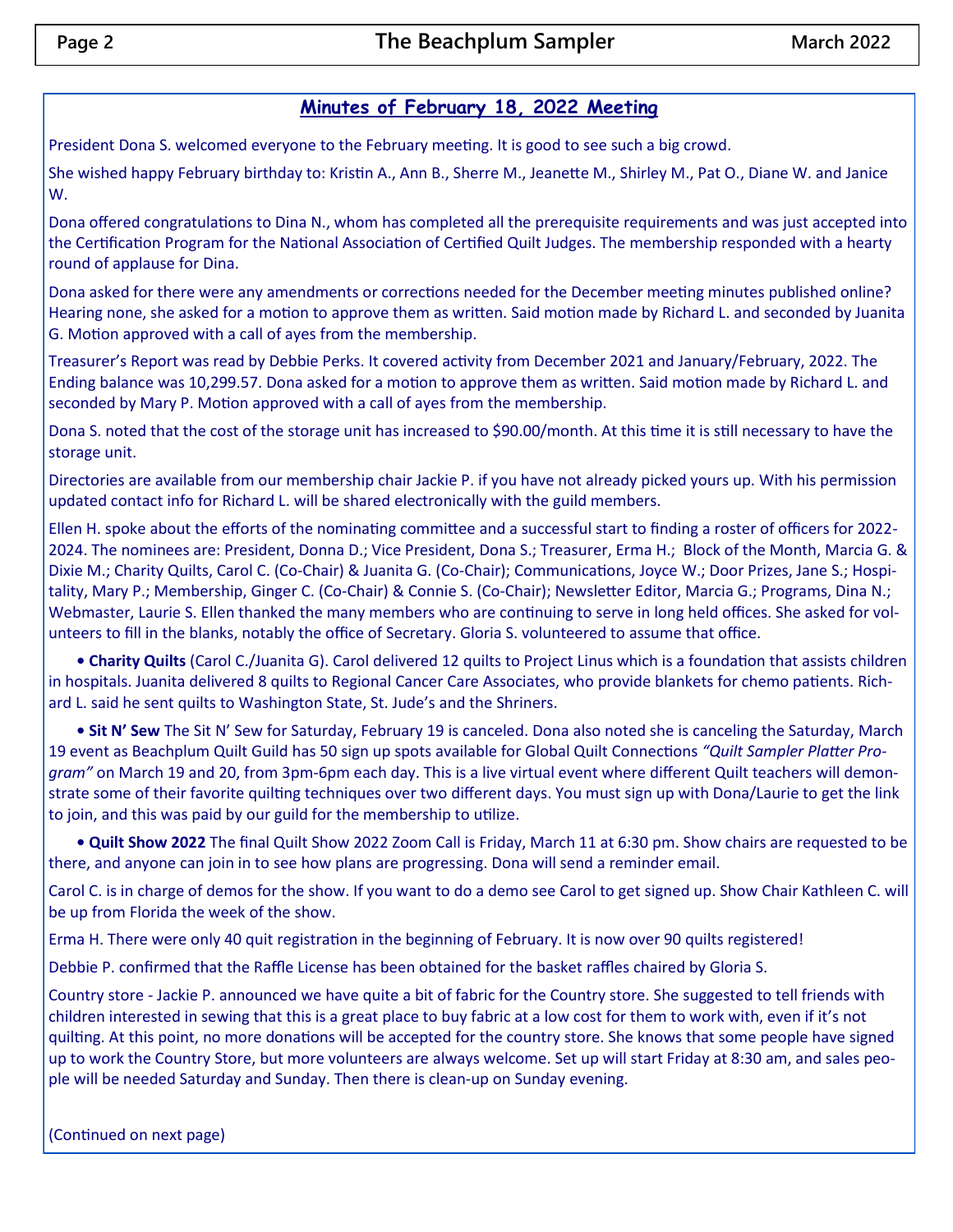## Minutes of February 18, 2022 Meeting

President Dona S. welcomed everyone to the February meeting. It is good to see such a big crowd.

She wished happy February birthday to: Kristin A., Ann B., Sherre M., Jeanette M., Shirley M., Pat O., Diane W. and Janice W.

Dona offered congratulations to Dina N., whom has completed all the prerequisite requirements and was just accepted into the Certification Program for the National Association of Certified Quilt Judges. The membership responded with a hearty round of applause for Dina.

Dona asked for there were any amendments or corrections needed for the December meeting minutes published online? Hearing none, she asked for a motion to approve them as written. Said motion made by Richard L. and seconded by Juanita G. Motion approved with a call of ayes from the membership.

Treasurer's Report was read by Debbie Perks. It covered activity from December 2021 and January/February, 2022. The Ending balance was 10,299.57. Dona asked for a motion to approve them as written. Said motion made by Richard L. and seconded by Mary P. Motion approved with a call of ayes from the membership.

Dona S. noted that the cost of the storage unit has increased to $90.00/month. At this time it is still necessary to have the storage unit.

Directories are available from our membership chair Jackie P. if you have not already picked yours up. With his permission updated contact info for Richard L. will be shared electronically with the guild members.

Ellen H. spoke about the efforts of the nominating committee and a successful start to finding a roster of officers for 2022-2024. The nominees are: President, Donna D.; Vice President, Dona S.; Treasurer, Erma H.; Block of the Month, Marcia G. & Dixie M.; Charity Quilts, Carol C. (Co-Chair) & Juanita G. (Co-Chair); Communications, Joyce W.; Door Prizes, Jane S.; Hospitality, Mary P.; Membership, Ginger C. (Co-Chair) & Connie S. (Co-Chair); Newsletter Editor, Marcia G.; Programs, Dina N.; Webmaster, Laurie S. Ellen thanked the many members who are continuing to serve in long held offices. She asked for volunteers to fill in the blanks, notably the office of Secretary. Gloria S. volunteered to assume that office.

- **Charity Quilts** (Carol C./Juanita G). Carol delivered 12 quilts to Project Linus which is a foundation that assists children in hospitals. Juanita delivered 8 quilts to Regional Cancer Care Associates, who provide blankets for chemo patients. Richard L. said he sent quilts to Washington State, St. Jude's and the Shriners.

- **Sit N' Sew** The Sit N' Sew for Saturday, February 19 is canceled. Dona also noted she is canceling the Saturday, March 19 event as Beachplum Quilt Guild has 50 sign up spots available for Global Quilt Connections *"Quilt Sampler Platter Program"* on March 19 and 20, from 3pm-6pm each day. This is a live virtual event where different Quilt teachers will demonstrate some of their favorite quilting techniques over two different days. You must sign up with Dona/Laurie to get the link to join, and this was paid by our guild for the membership to utilize.

- **Quilt Show 2022** The final Quilt Show 2022 Zoom Call is Friday, March 11 at 6:30 pm. Show chairs are requested to be there, and anyone can join in to see how plans are progressing. Dona will send a reminder email.

Carol C. is in charge of demos for the show. If you want to do a demo see Carol to get signed up. Show Chair Kathleen C. will be up from Florida the week of the show.

Erma H. There were only 40 quit registration in the beginning of February. It is now over 90 quilts registered!

Debbie P. confirmed that the Raffle License has been obtained for the basket raffles chaired by Gloria S.

Country store - Jackie P. announced we have quite a bit of fabric for the Country store. She suggested to tell friends with children interested in sewing that this is a great place to buy fabric at a low cost for them to work with, even if it's not quilting. At this point, no more donations will be accepted for the country store. She knows that some people have signed up to work the Country Store, but more volunteers are always welcome. Set up will start Friday at 8:30 am, and sales people will be needed Saturday and Sunday. Then there is clean-up on Sunday evening.

(Continued on next page)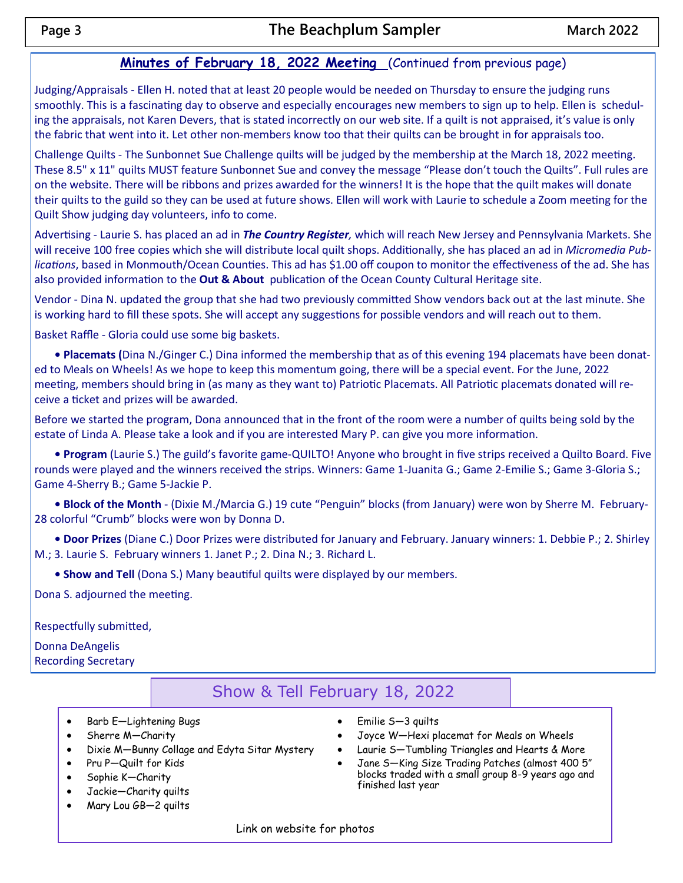## Minutes of February 18, 2022 Meeting (Continued from previous page)

Judging/Appraisals - Ellen H. noted that at least 20 people would be needed on Thursday to ensure the judging runs smoothly. This is a fascinating day to observe and especially encourages new members to sign up to help. Ellen is scheduling the appraisals, not Karen Devers, that is stated incorrectly on our web site. If a quilt is not appraised, it's value is only the fabric that went into it. Let other non-members know too that their quilts can be brought in for appraisals too.

Challenge Quilts - The Sunbonnet Sue Challenge quilts will be judged by the membership at the March 18, 2022 meeting. These 8.5" x 11" quilts MUST feature Sunbonnet Sue and convey the message "Please don't touch the Quilts". Full rules are on the website. There will be ribbons and prizes awarded for the winners! It is the hope that the quilt makes will donate their quilts to the guild so they can be used at future shows. Ellen will work with Laurie to schedule a Zoom meeting for the Quilt Show judging day volunteers, info to come.

Advertising - Laurie S. has placed an ad in ***The Country Register,*** which will reach New Jersey and Pennsylvania Markets. She will receive 100 free copies which she will distribute local quilt shops. Additionally, she has placed an ad in *Micromedia Publications*, based in Monmouth/Ocean Counties. This ad has $1.00 off coupon to monitor the effectiveness of the ad. She has also provided information to the **Out & About** publication of the Ocean County Cultural Heritage site.

Vendor - Dina N. updated the group that she had two previously committed Show vendors back out at the last minute. She is working hard to fill these spots. She will accept any suggestions for possible vendors and will reach out to them.

Basket Raffle - Gloria could use some big baskets.

- **Placemats (**Dina N./Ginger C.) Dina informed the membership that as of this evening 194 placemats have been donated to Meals on Wheels! As we hope to keep this momentum going, there will be a special event. For the June, 2022 meeting, members should bring in (as many as they want to) Patriotic Placemats. All Patriotic placemats donated will receive a ticket and prizes will be awarded.

Before we started the program, Dona announced that in the front of the room were a number of quilts being sold by the estate of Linda A. Please take a look and if you are interested Mary P. can give you more information.

- **Program** (Laurie S.) The guild's favorite game-QUILTO! Anyone who brought in five strips received a Quilto Board. Five rounds were played and the winners received the strips. Winners: Game 1-Juanita G.; Game 2-Emilie S.; Game 3-Gloria S.; Game 4-Sherry B.; Game 5-Jackie P.

- **Block of the Month** - (Dixie M./Marcia G.) 19 cute "Penguin" blocks (from January) were won by Sherre M. February-28 colorful "Crumb" blocks were won by Donna D.

- **Door Prizes** (Diane C.) Door Prizes were distributed for January and February. January winners: 1. Debbie P.; 2. Shirley M.; 3. Laurie S. February winners 1. Janet P.; 2. Dina N.; 3. Richard L.

- **Show and Tell** (Dona S.) Many beautiful quilts were displayed by our members.

Dona S. adjourned the meeting.

Respectfully submitted,

Donna DeAngelis
Recording Secretary

## Show & Tell February 18, 2022

- Barb E—Lightening Bugs
- Sherre M—Charity
- Dixie M—Bunny Collage and Edyta Sitar Mystery
- Pru P—Quilt for Kids
- Sophie K—Charity
- Jackie—Charity quilts
- Mary Lou GB—2 quilts
- Emilie S—3 quilts
- Joyce W—Hexi placemat for Meals on Wheels
- Laurie S—Tumbling Triangles and Hearts & More
- Jane S—King Size Trading Patches (almost 400 5" blocks traded with a small group 8-9 years ago and finished last year

Link on website for photos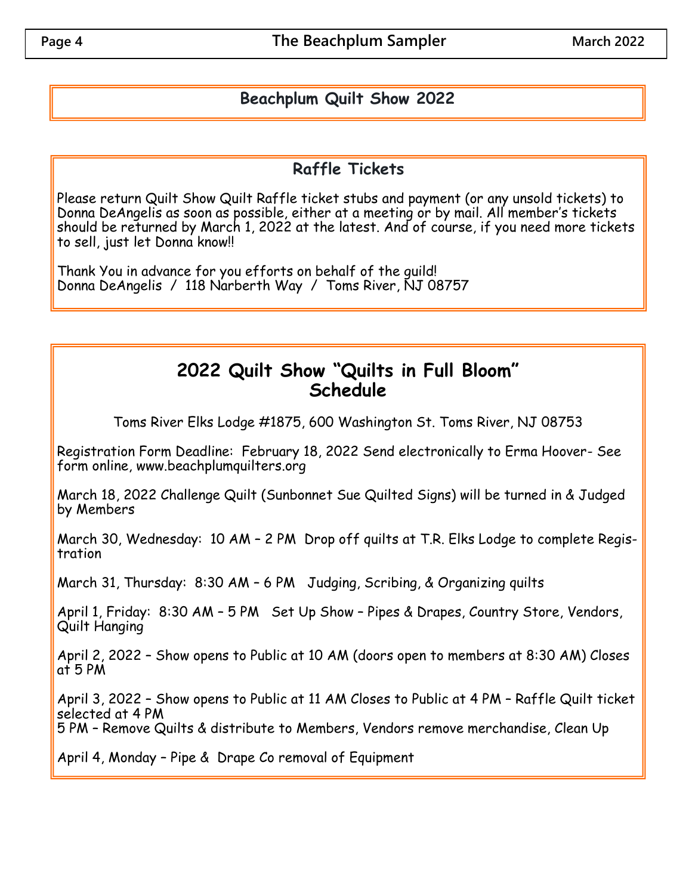# Beachplum Quilt Show 2022

## Raffle Tickets

Please return Quilt Show Quilt Raffle ticket stubs and payment (or any unsold tickets) to Donna DeAngelis as soon as possible, either at a meeting or by mail. All member's tickets should be returned by March 1, 2022 at the latest. And of course, if you need more tickets to sell, just let Donna know!!

Thank You in advance for you efforts on behalf of the guild!
Donna DeAngelis / 118 Narberth Way / Toms River, NJ 08757

## 2022 Quilt Show "Quilts in Full Bloom" Schedule

Toms River Elks Lodge #1875, 600 Washington St. Toms River, NJ 08753

Registration Form Deadline: February 18, 2022 Send electronically to Erma Hoover- See form online, www.beachplumquilters.org

March 18, 2022 Challenge Quilt (Sunbonnet Sue Quilted Signs) will be turned in & Judged by Members

March 30, Wednesday: 10 AM – 2 PM Drop off quilts at T.R. Elks Lodge to complete Registration

March 31, Thursday: 8:30 AM – 6 PM Judging, Scribing, & Organizing quilts

April 1, Friday: 8:30 AM – 5 PM Set Up Show – Pipes & Drapes, Country Store, Vendors, Quilt Hanging

April 2, 2022 – Show opens to Public at 10 AM (doors open to members at 8:30 AM) Closes at 5 PM

April 3, 2022 – Show opens to Public at 11 AM Closes to Public at 4 PM – Raffle Quilt ticket selected at 4 PM
5 PM – Remove Quilts & distribute to Members, Vendors remove merchandise, Clean Up

April 4, Monday – Pipe & Drape Co removal of Equipment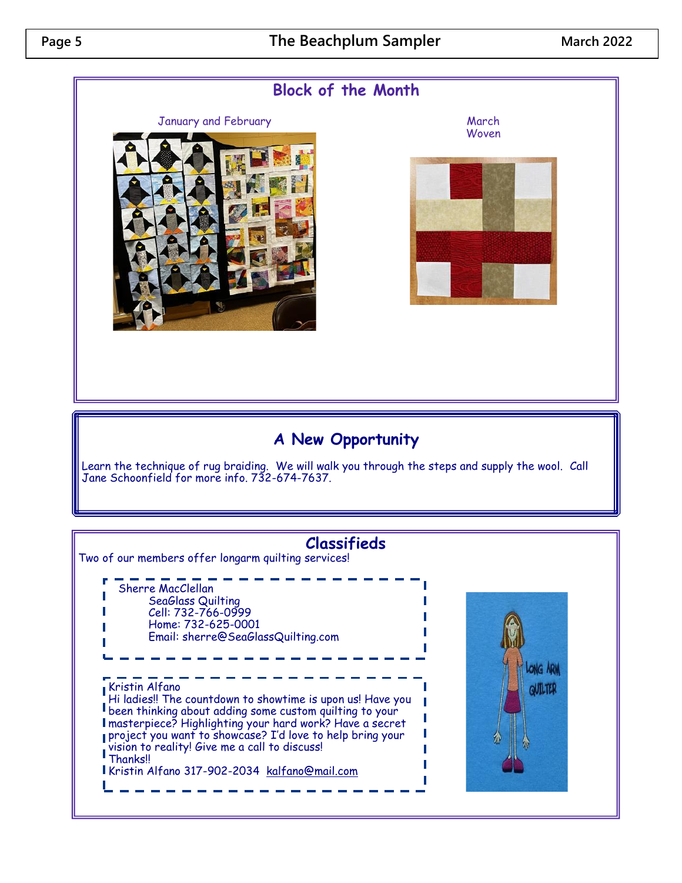## Block of the Month

January and February

March
Woven

## A New Opportunity

Learn the technique of rug braiding. We will walk you through the steps and supply the wool. Call Jane Schoonfield for more info. 732-674-7637.

## Classifieds

Two of our members offer longarm quilting services!

Sherre MacClellan
SeaGlass Quilting
Cell: 732-766-0999
Home: 732-625-0001
Email: sherre@SeaGlassQuilting.com

Kristin Alfano
Hi ladies!! The countdown to showtime is upon us! Have you been thinking about adding some custom quilting to your masterpiece? Highlighting your hard work? Have a secret project you want to showcase? I'd love to help bring your vision to reality! Give me a call to discuss!
Thanks!!
Kristin Alfano 317-902-2034 kalfano@mail.com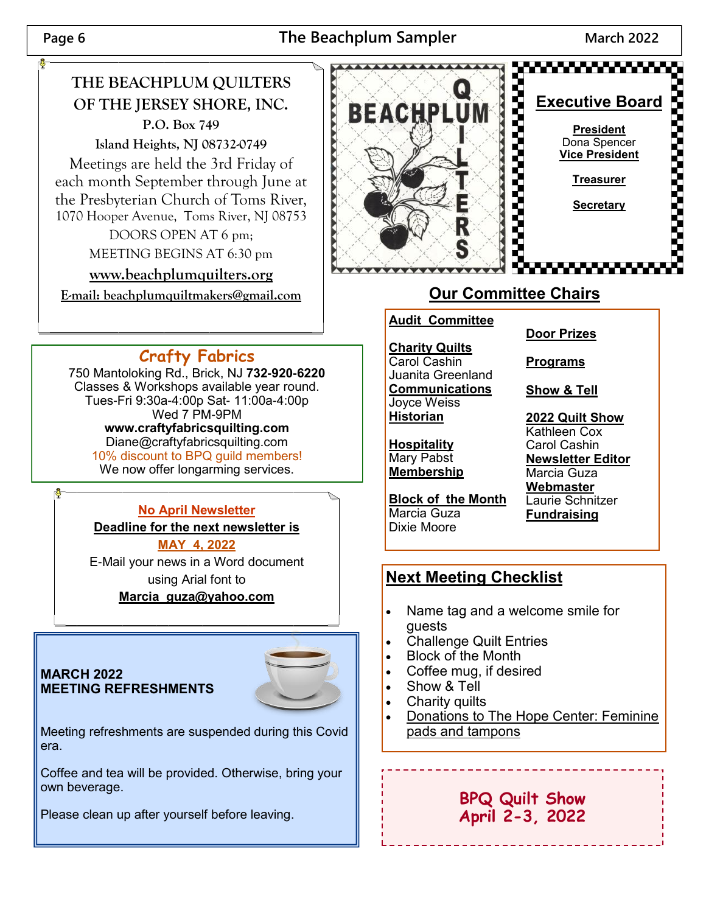## THE BEACHPLUM QUILTERS OF THE JERSEY SHORE, INC.

P.O. Box 749

Island Heights, NJ 08732-0749

Meetings are held the 3rd Friday of each month September through June at the Presbyterian Church of Toms River, 1070 Hooper Avenue, Toms River, NJ 08753

DOORS OPEN AT 6 pm;

MEETING BEGINS AT 6:30 pm

www.beachplumquilters.org

E-mail: beachplumquiltmakers@gmail.com

## Crafty Fabrics

750 Mantoloking Rd., Brick, NJ **732-920-6220**

Classes & Workshops available year round.

Tues-Fri 9:30a-4:00p Sat- 11:00a-4:00p

Wed 7 PM-9PM

**www.craftyfabricsquilting.com**

Diane@craftyfabricsquilting.com

10% discount to BPQ guild members!

We now offer longarming services.

**No April Newsletter**

**Deadline for the next newsletter is**

**MAY 4, 2022**

E-Mail your news in a Word document using Arial font to

**Marcia_guza@yahoo.com**

**MARCH 2022**
**MEETING REFRESHMENTS**

Meeting refreshments are suspended during this Covid era.

Coffee and tea will be provided. Otherwise, bring your own beverage.

Please clean up after yourself before leaving.

BEACHPLUM QUILTERS

## Executive Board

**President**
Dona Spencer

**Vice President**

**Treasurer**

**Secretary**

## Our Committee Chairs

**Audit Committee**

**Charity Quilts**
Carol Cashin
Juanita Greenland

**Communications**
Joyce Weiss

**Historian**

**Hospitality**
Mary Pabst

**Membership**

**Block of the Month**
Marcia Guza
Dixie Moore

**Door Prizes**

**Programs**

**Show & Tell**

**2022 Quilt Show**
Kathleen Cox
Carol Cashin

**Newsletter Editor**
Marcia Guza

**Webmaster**
Laurie Schnitzer

**Fundraising**

## Next Meeting Checklist

- Name tag and a welcome smile for guests
- Challenge Quilt Entries
- Block of the Month
- Coffee mug, if desired
- Show & Tell
- Charity quilts
- Donations to The Hope Center: Feminine pads and tampons

**BPQ Quilt Show**
**April 2-3, 2022**